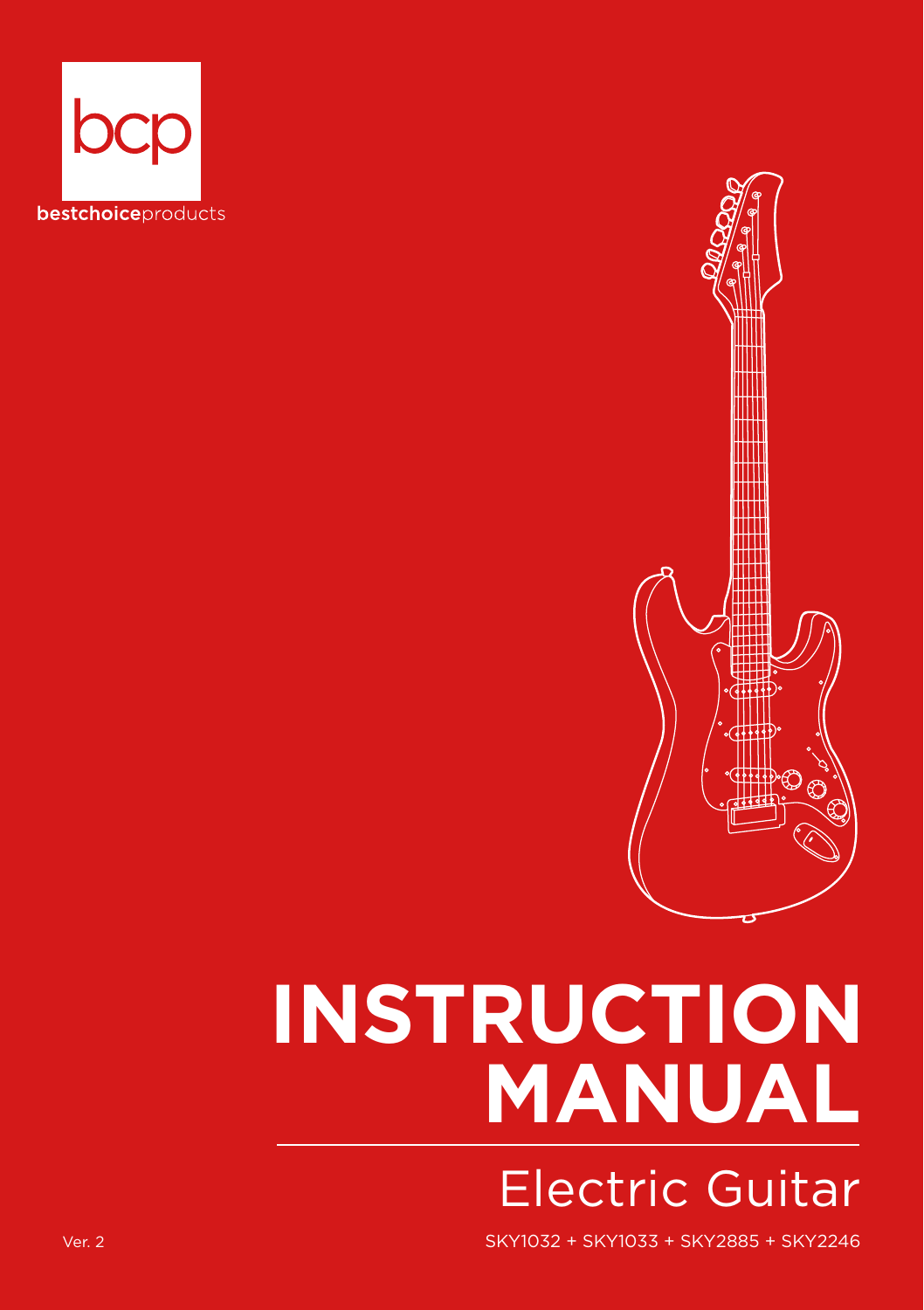bcp

bestchoiceproducts

# INSTRUCTION MANUAL

## Electric Guitar

Ver. 2

SKY1032 + SKY1033 + SKY2885 + SKY2246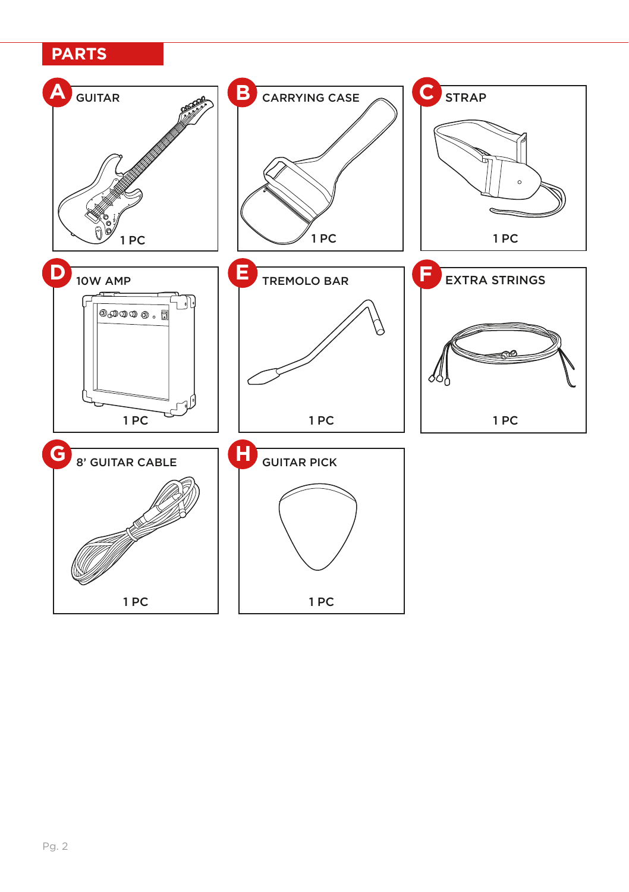## PARTS

**A** GUITAR
1 PC

**B** CARRYING CASE
1 PC

**C** STRAP
1 PC

**D** 10W AMP
1 PC

**E** TREMOLO BAR
1 PC

**F** EXTRA STRINGS
1 PC

**G** 8' GUITAR CABLE
1 PC

**H** GUITAR PICK
1 PC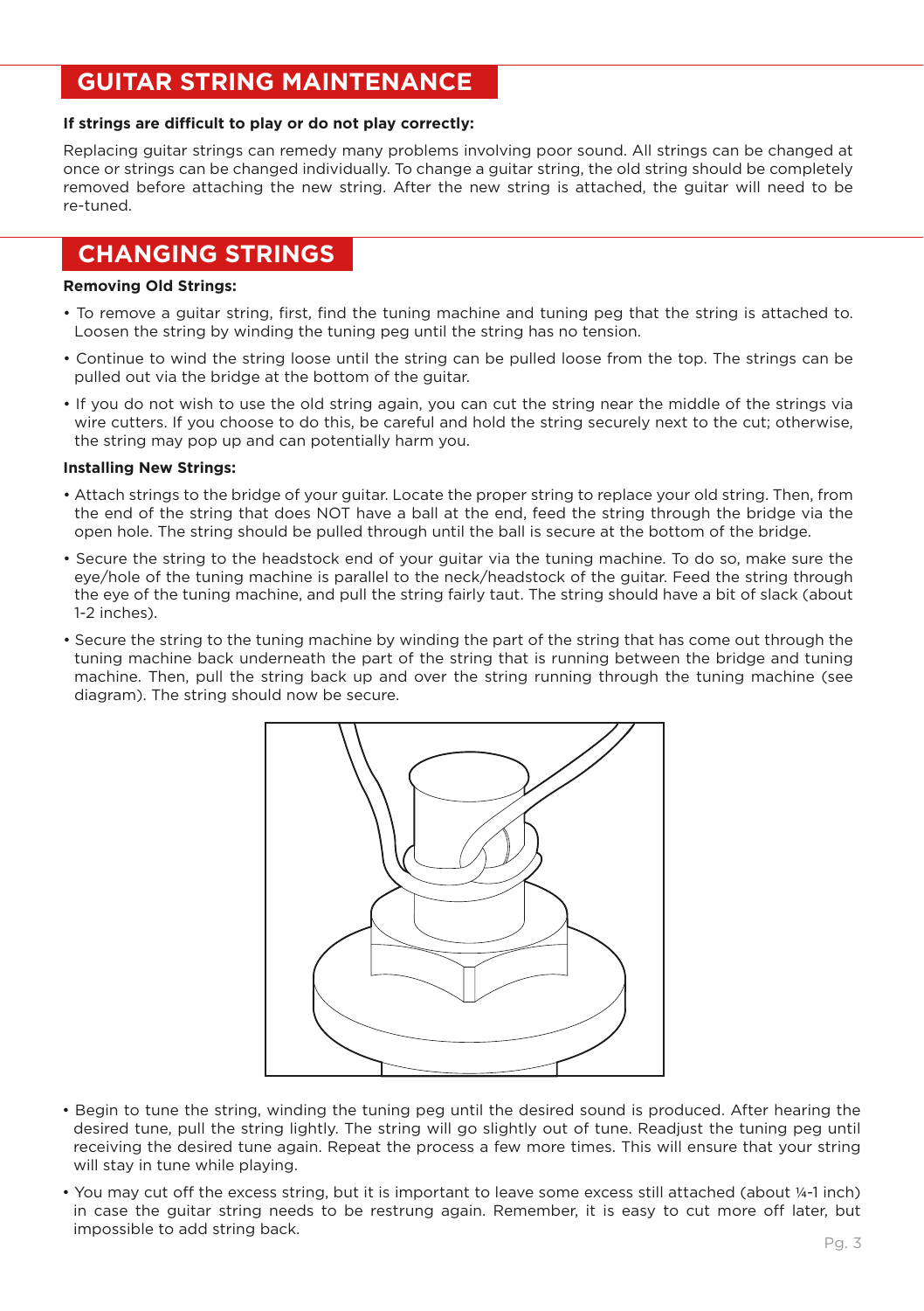## GUITAR STRING MAINTENANCE

**If strings are difficult to play or do not play correctly:**

Replacing guitar strings can remedy many problems involving poor sound. All strings can be changed at once or strings can be changed individually. To change a guitar string, the old string should be completely removed before attaching the new string. After the new string is attached, the guitar will need to be re-tuned.

## CHANGING STRINGS

**Removing Old Strings:**

- To remove a guitar string, first, find the tuning machine and tuning peg that the string is attached to. Loosen the string by winding the tuning peg until the string has no tension.
- Continue to wind the string loose until the string can be pulled loose from the top. The strings can be pulled out via the bridge at the bottom of the guitar.
- If you do not wish to use the old string again, you can cut the string near the middle of the strings via wire cutters. If you choose to do this, be careful and hold the string securely next to the cut; otherwise, the string may pop up and can potentially harm you.

**Installing New Strings:**

- Attach strings to the bridge of your guitar. Locate the proper string to replace your old string. Then, from the end of the string that does NOT have a ball at the end, feed the string through the bridge via the open hole. The string should be pulled through until the ball is secure at the bottom of the bridge.
- Secure the string to the headstock end of your guitar via the tuning machine. To do so, make sure the eye/hole of the tuning machine is parallel to the neck/headstock of the guitar. Feed the string through the eye of the tuning machine, and pull the string fairly taut. The string should have a bit of slack (about 1-2 inches).
- Secure the string to the tuning machine by winding the part of the string that has come out through the tuning machine back underneath the part of the string that is running between the bridge and tuning machine. Then, pull the string back up and over the string running through the tuning machine (see diagram). The string should now be secure.
- Begin to tune the string, winding the tuning peg until the desired sound is produced. After hearing the desired tune, pull the string lightly. The string will go slightly out of tune. Readjust the tuning peg until receiving the desired tune again. Repeat the process a few more times. This will ensure that your string will stay in tune while playing.
- You may cut off the excess string, but it is important to leave some excess still attached (about ¼-1 inch) in case the guitar string needs to be restrung again. Remember, it is easy to cut more off later, but impossible to add string back.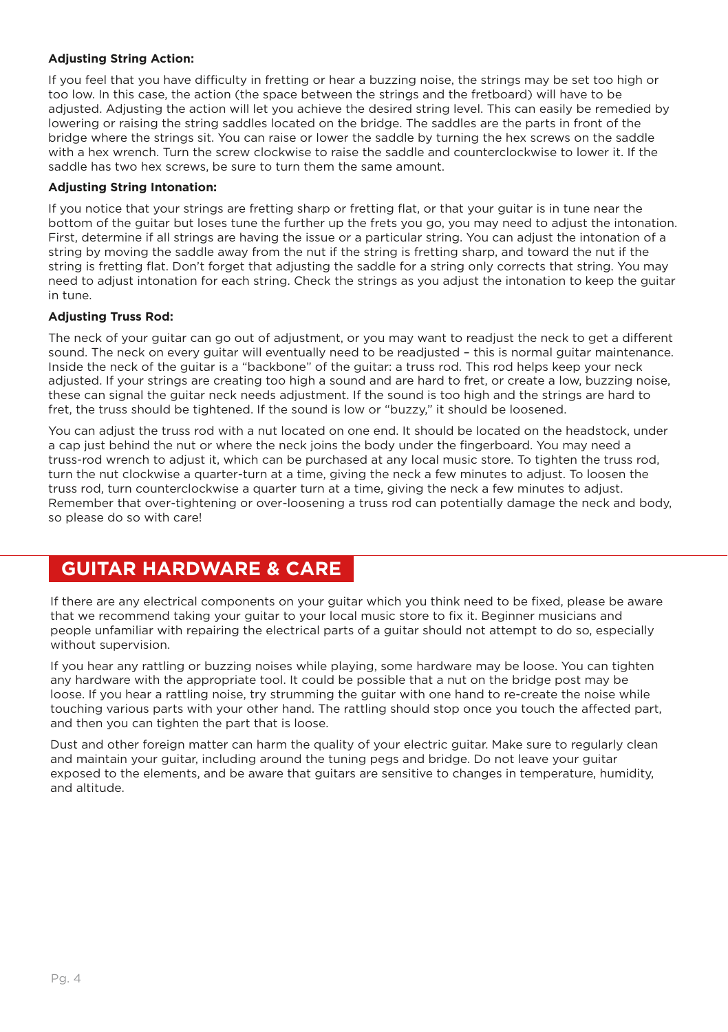**Adjusting String Action:**

If you feel that you have difficulty in fretting or hear a buzzing noise, the strings may be set too high or too low. In this case, the action (the space between the strings and the fretboard) will have to be adjusted. Adjusting the action will let you achieve the desired string level. This can easily be remedied by lowering or raising the string saddles located on the bridge. The saddles are the parts in front of the bridge where the strings sit. You can raise or lower the saddle by turning the hex screws on the saddle with a hex wrench. Turn the screw clockwise to raise the saddle and counterclockwise to lower it. If the saddle has two hex screws, be sure to turn them the same amount.

**Adjusting String Intonation:**

If you notice that your strings are fretting sharp or fretting flat, or that your guitar is in tune near the bottom of the guitar but loses tune the further up the frets you go, you may need to adjust the intonation. First, determine if all strings are having the issue or a particular string. You can adjust the intonation of a string by moving the saddle away from the nut if the string is fretting sharp, and toward the nut if the string is fretting flat. Don't forget that adjusting the saddle for a string only corrects that string. You may need to adjust intonation for each string. Check the strings as you adjust the intonation to keep the guitar in tune.

**Adjusting Truss Rod:**

The neck of your guitar can go out of adjustment, or you may want to readjust the neck to get a different sound. The neck on every guitar will eventually need to be readjusted – this is normal guitar maintenance. Inside the neck of the guitar is a "backbone" of the guitar: a truss rod. This rod helps keep your neck adjusted. If your strings are creating too high a sound and are hard to fret, or create a low, buzzing noise, these can signal the guitar neck needs adjustment. If the sound is too high and the strings are hard to fret, the truss should be tightened. If the sound is low or "buzzy," it should be loosened.

You can adjust the truss rod with a nut located on one end. It should be located on the headstock, under a cap just behind the nut or where the neck joins the body under the fingerboard. You may need a truss-rod wrench to adjust it, which can be purchased at any local music store. To tighten the truss rod, turn the nut clockwise a quarter-turn at a time, giving the neck a few minutes to adjust. To loosen the truss rod, turn counterclockwise a quarter turn at a time, giving the neck a few minutes to adjust. Remember that over-tightening or over-loosening a truss rod can potentially damage the neck and body, so please do so with care!

## GUITAR HARDWARE & CARE

If there are any electrical components on your guitar which you think need to be fixed, please be aware that we recommend taking your guitar to your local music store to fix it. Beginner musicians and people unfamiliar with repairing the electrical parts of a guitar should not attempt to do so, especially without supervision.

If you hear any rattling or buzzing noises while playing, some hardware may be loose. You can tighten any hardware with the appropriate tool. It could be possible that a nut on the bridge post may be loose. If you hear a rattling noise, try strumming the guitar with one hand to re-create the noise while touching various parts with your other hand. The rattling should stop once you touch the affected part, and then you can tighten the part that is loose.

Dust and other foreign matter can harm the quality of your electric guitar. Make sure to regularly clean and maintain your guitar, including around the tuning pegs and bridge. Do not leave your guitar exposed to the elements, and be aware that guitars are sensitive to changes in temperature, humidity, and altitude.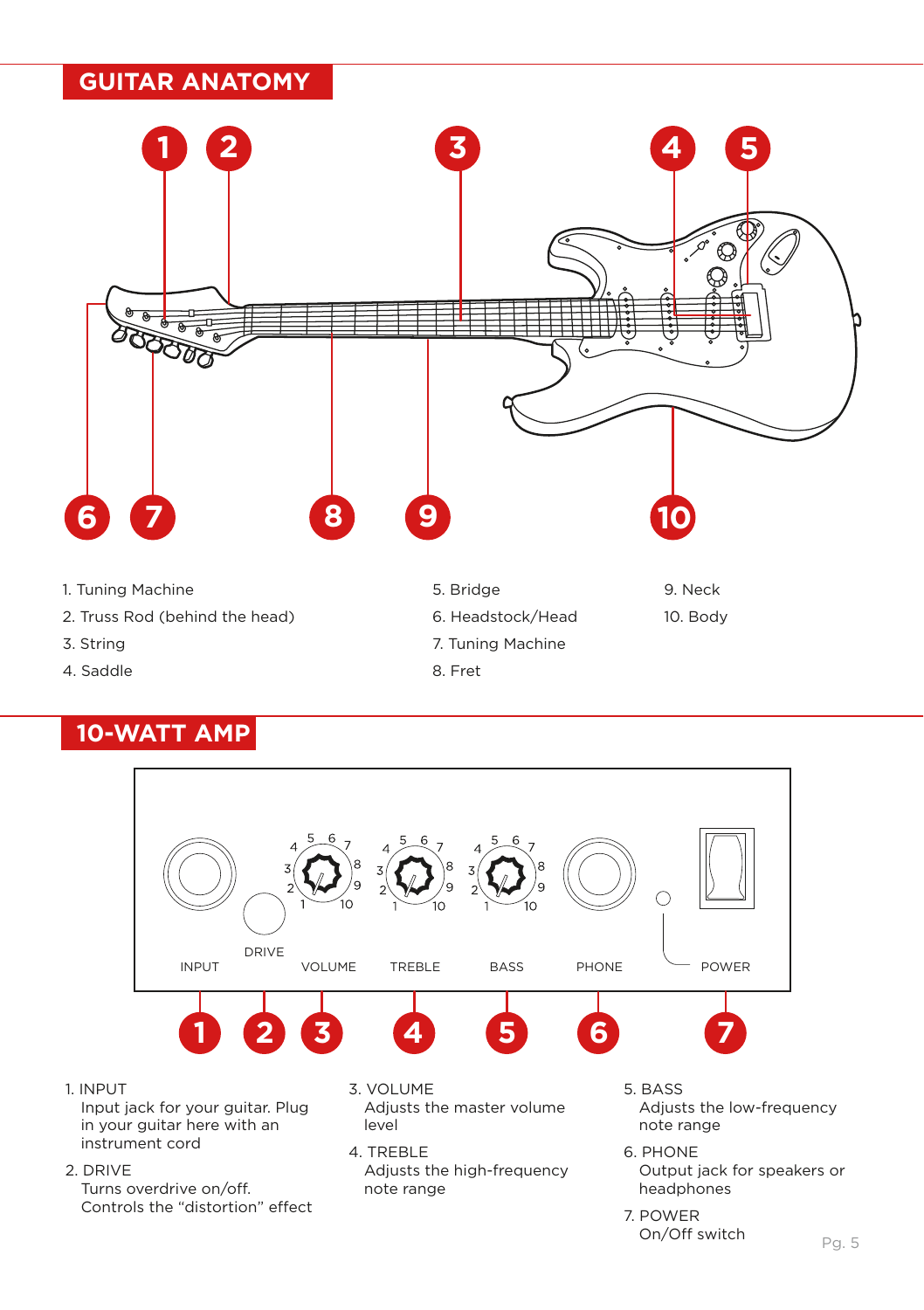## GUITAR ANATOMY

1. Tuning Machine
2. Truss Rod (behind the head)
3. String
4. Saddle
5. Bridge
6. Headstock/Head
7. Tuning Machine
8. Fret
9. Neck
10. Body

## 10-WATT AMP

1. INPUT
   Input jack for your guitar. Plug in your guitar here with an instrument cord
2. DRIVE
   Turns overdrive on/off. Controls the "distortion" effect
3. VOLUME
   Adjusts the master volume level
4. TREBLE
   Adjusts the high-frequency note range
5. BASS
   Adjusts the low-frequency note range
6. PHONE
   Output jack for speakers or headphones
7. POWER
   On/Off switch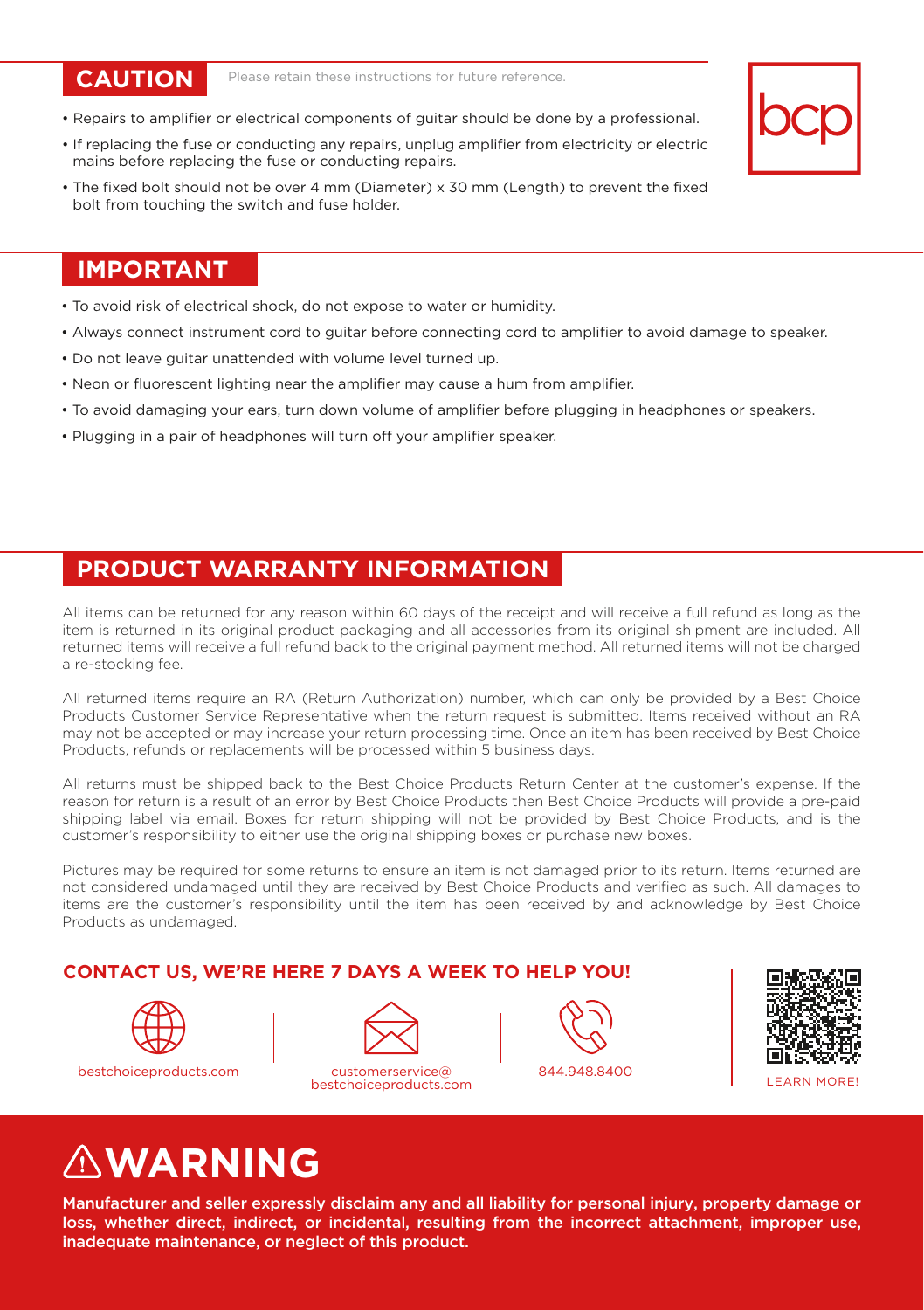## CAUTION

Please retain these instructions for future reference.

- Repairs to amplifier or electrical components of guitar should be done by a professional.
- If replacing the fuse or conducting any repairs, unplug amplifier from electricity or electric mains before replacing the fuse or conducting repairs.
- The fixed bolt should not be over 4 mm (Diameter) x 30 mm (Length) to prevent the fixed bolt from touching the switch and fuse holder.

bcp

## IMPORTANT

- To avoid risk of electrical shock, do not expose to water or humidity.
- Always connect instrument cord to guitar before connecting cord to amplifier to avoid damage to speaker.
- Do not leave guitar unattended with volume level turned up.
- Neon or fluorescent lighting near the amplifier may cause a hum from amplifier.
- To avoid damaging your ears, turn down volume of amplifier before plugging in headphones or speakers.
- Plugging in a pair of headphones will turn off your amplifier speaker.

## PRODUCT WARRANTY INFORMATION

All items can be returned for any reason within 60 days of the receipt and will receive a full refund as long as the item is returned in its original product packaging and all accessories from its original shipment are included. All returned items will receive a full refund back to the original payment method. All returned items will not be charged a re-stocking fee.

All returned items require an RA (Return Authorization) number, which can only be provided by a Best Choice Products Customer Service Representative when the return request is submitted. Items received without an RA may not be accepted or may increase your return processing time. Once an item has been received by Best Choice Products, refunds or replacements will be processed within 5 business days.

All returns must be shipped back to the Best Choice Products Return Center at the customer's expense. If the reason for return is a result of an error by Best Choice Products then Best Choice Products will provide a pre-paid shipping label via email. Boxes for return shipping will not be provided by Best Choice Products, and is the customer's responsibility to either use the original shipping boxes or purchase new boxes.

Pictures may be required for some returns to ensure an item is not damaged prior to its return. Items returned are not considered undamaged until they are received by Best Choice Products and verified as such. All damages to items are the customer's responsibility until the item has been received by and acknowledge by Best Choice Products as undamaged.

### CONTACT US, WE'RE HERE 7 DAYS A WEEK TO HELP YOU!

bestchoiceproducts.com

customerservice@bestchoiceproducts.com

844.948.8400

LEARN MORE!

# ⚠WARNING

**Manufacturer and seller expressly disclaim any and all liability for personal injury, property damage or loss, whether direct, indirect, or incidental, resulting from the incorrect attachment, improper use, inadequate maintenance, or neglect of this product.**